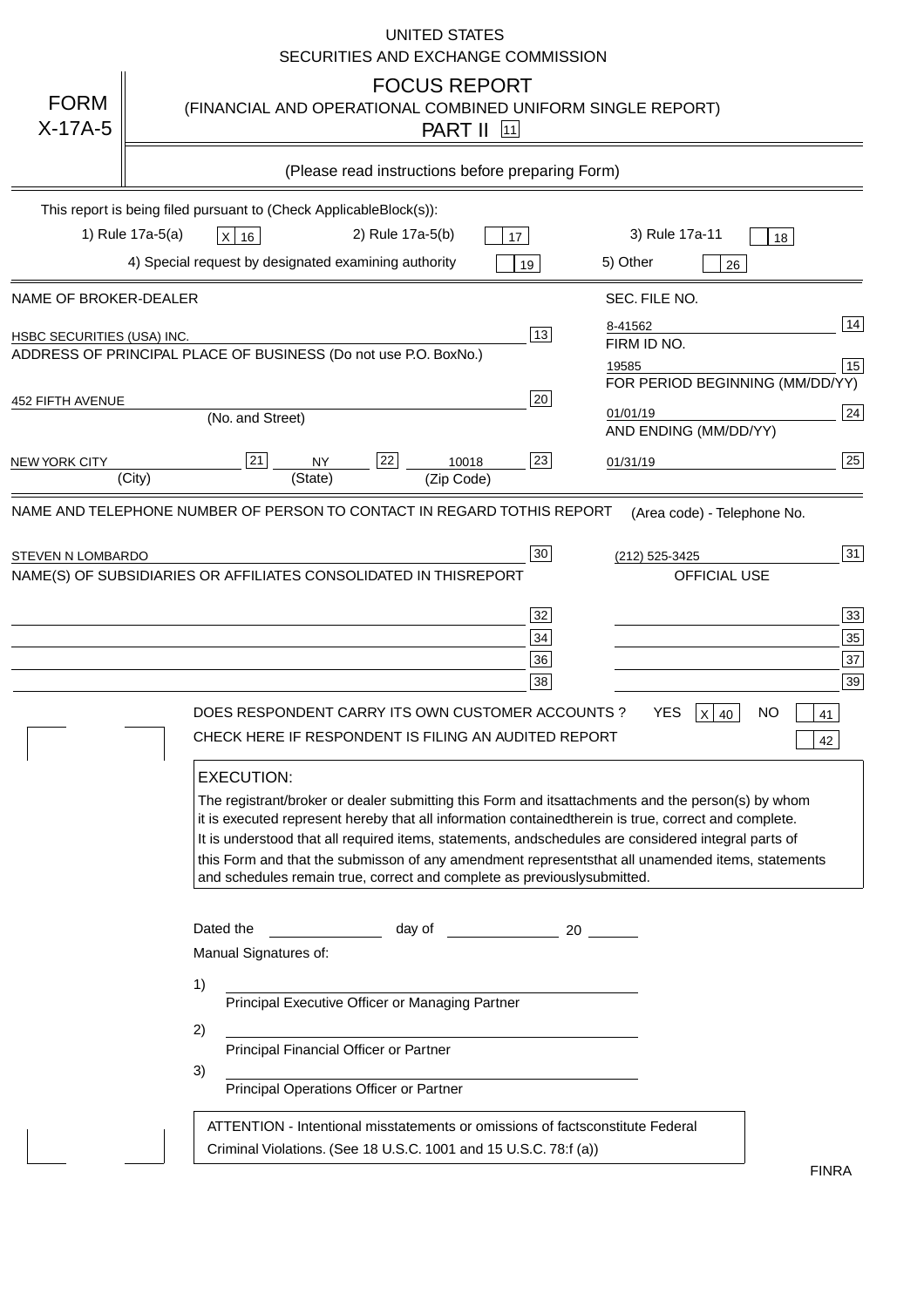UNITED STATES
SECURITIES AND EXCHANGE COMMISSION

# FORM X-17A-5

## FOCUS REPORT
(FINANCIAL AND OPERATIONAL COMBINED UNIFORM SINGLE REPORT)
PART II [11]

(Please read instructions before preparing Form)

This report is being filed pursuant to (Check Applicable Block(s)):

1) Rule 17a-5(a) [X 16] 2) Rule 17a-5(b) [17] 3) Rule 17a-11 [18]

4) Special request by designated examining authority [19] 5) Other [26]

| NAME OF BROKER-DEALER | | SEC. FILE NO. | |
|---|---|---|---|
| HSBC SECURITIES (USA) INC. | 13 | 8-41562 | 14 |
| ADDRESS OF PRINCIPAL PLACE OF BUSINESS (Do not use P.O. Box No.) | | FIRM ID NO. | |
| | | 19585 | 15 |
| 452 FIFTH AVENUE (No. and Street) | 20 | FOR PERIOD BEGINNING (MM/DD/YY) | |
| | | 01/01/19 | 24 |
| NEW YORK CITY (City) [21] NY (State) [22] 10018 (Zip Code) | 23 | AND ENDING (MM/DD/YY) | |
| | | 01/31/19 | 25 |

| NAME AND TELEPHONE NUMBER OF PERSON TO CONTACT IN REGARD TO THIS REPORT | | (Area code) - Telephone No. | |
|---|---|---|---|
| STEVEN N LOMBARDO | 30 | (212) 525-3425 | 31 |
| NAME(S) OF SUBSIDIARIES OR AFFILIATES CONSOLIDATED IN THIS REPORT | | OFFICIAL USE | |
| | 32 | | 33 |
| | 34 | | 35 |
| | 36 | | 37 |
| | 38 | | 39 |

DOES RESPONDENT CARRY ITS OWN CUSTOMER ACCOUNTS? YES [X 40] NO [41]

CHECK HERE IF RESPONDENT IS FILING AN AUDITED REPORT [42]

**EXECUTION:**

The registrant/broker or dealer submitting this Form and its attachments and the person(s) by whom it is executed represent hereby that all information contained therein is true, correct and complete. It is understood that all required items, statements, and schedules are considered integral parts of this Form and that the submisson of any amendment represents that all unamended items, statements and schedules remain true, correct and complete as previously submitted.

Dated the ______ day of ______ 20 ____

Manual Signatures of:

1) ______________________
Principal Executive Officer or Managing Partner

2) ______________________
Principal Financial Officer or Partner

3) ______________________
Principal Operations Officer or Partner

ATTENTION - Intentional misstatements or omissions of facts constitute Federal Criminal Violations. (See 18 U.S.C. 1001 and 15 U.S.C. 78:f (a))

FINRA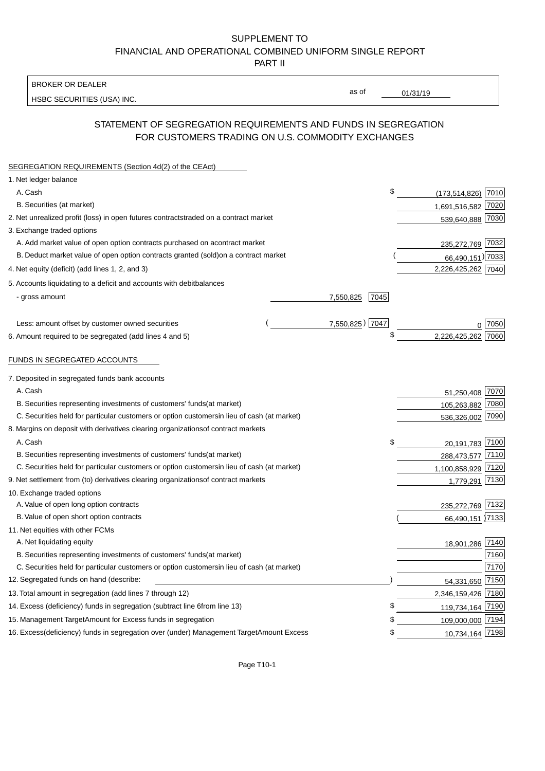SUPPLEMENT TO
FINANCIAL AND OPERATIONAL COMBINED UNIFORM SINGLE REPORT
PART II

BROKER OR DEALER
HSBC SECURITIES (USA) INC.

as of 01/31/19

## STATEMENT OF SEGREGATION REQUIREMENTS AND FUNDS IN SEGREGATION FOR CUSTOMERS TRADING ON U.S. COMMODITY EXCHANGES

SEGREGATION REQUIREMENTS (Section 4d(2) of the CEAct)

| | | | | |
|---|---|---|---|---|
| 1. Net ledger balance | | | | |
| A. Cash | | | $ (173,514,826) | 7010 |
| B. Securities (at market) | | | 1,691,516,582 | 7020 |
| 2. Net unrealized profit (loss) in open futures contracts traded on a contract market | | | 539,640,888 | 7030 |
| 3. Exchange traded options | | | | |
| A. Add market value of open option contracts purchased on a contract market | | | 235,272,769 | 7032 |
| B. Deduct market value of open option contracts granted (sold) on a contract market | | | (66,490,151) | 7033 |
| 4. Net equity (deficit) (add lines 1, 2, and 3) | | | 2,226,425,262 | 7040 |
| 5. Accounts liquidating to a deficit and accounts with debit balances | | | | |
| - gross amount | 7,550,825 | 7045 | | |
| Less: amount offset by customer owned securities | (7,550,825) | 7047 | 0 | 7050 |
| 6. Amount required to be segregated (add lines 4 and 5) | | | $ 2,226,425,262 | 7060 |

FUNDS IN SEGREGATED ACCOUNTS

| | | |
|---|---|---|
| 7. Deposited in segregated funds bank accounts | | |
| A. Cash | 51,250,408 | 7070 |
| B. Securities representing investments of customers' funds (at market) | 105,263,882 | 7080 |
| C. Securities held for particular customers or option customers in lieu of cash (at market) | 536,326,002 | 7090 |
| 8. Margins on deposit with derivatives clearing organizations of contract markets | | |
| A. Cash | $ 20,191,783 | 7100 |
| B. Securities representing investments of customers' funds (at market) | 288,473,577 | 7110 |
| C. Securities held for particular customers or option customers in lieu of cash (at market) | 1,100,858,929 | 7120 |
| 9. Net settlement from (to) derivatives clearing organizations of contract markets | 1,779,291 | 7130 |
| 10. Exchange traded options | | |
| A. Value of open long option contracts | 235,272,769 | 7132 |
| B. Value of open short option contracts | (66,490,151) | 7133 |
| 11. Net equities with other FCMs | | |
| A. Net liquidating equity | 18,901,286 | 7140 |
| B. Securities representing investments of customers' funds (at market) | | 7160 |
| C. Securities held for particular customers or option customers in lieu of cash (at market) | | 7170 |
| 12. Segregated funds on hand (describe: ) | 54,331,650 | 7150 |
| 13. Total amount in segregation (add lines 7 through 12) | 2,346,159,426 | 7180 |
| 14. Excess (deficiency) funds in segregation (subtract line 6 from line 13) | $ 119,734,164 | 7190 |
| 15. Management Target Amount for Excess funds in segregation | $ 109,000,000 | 7194 |
| 16. Excess (deficiency) funds in segregation over (under) Management Target Amount Excess | $ 10,734,164 | 7198 |

Page T10-1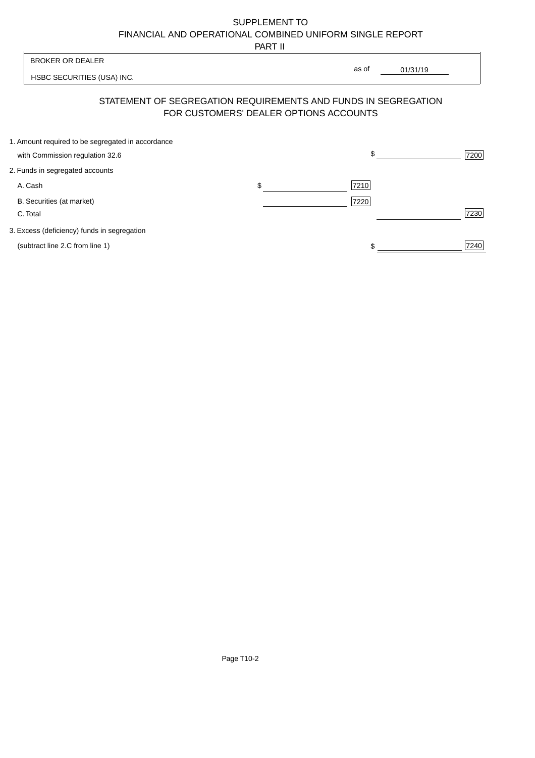SUPPLEMENT TO
FINANCIAL AND OPERATIONAL COMBINED UNIFORM SINGLE REPORT
PART II

BROKER OR DEALER

HSBC SECURITIES (USA) INC.

as of 01/31/19

## STATEMENT OF SEGREGATION REQUIREMENTS AND FUNDS IN SEGREGATION FOR CUSTOMERS' DEALER OPTIONS ACCOUNTS

| | | | | |
|---|---|---|---|---|
| 1. Amount required to be segregated in accordance with Commission regulation 32.6 | | | $ | 7200 |
| 2. Funds in segregated accounts | | | | |
| A. Cash | $ | 7210 | | |
| B. Securities (at market) | | 7220 | | |
| C. Total | | | | 7230 |
| 3. Excess (deficiency) funds in segregation (subtract line 2.C from line 1) | | | $ | 7240 |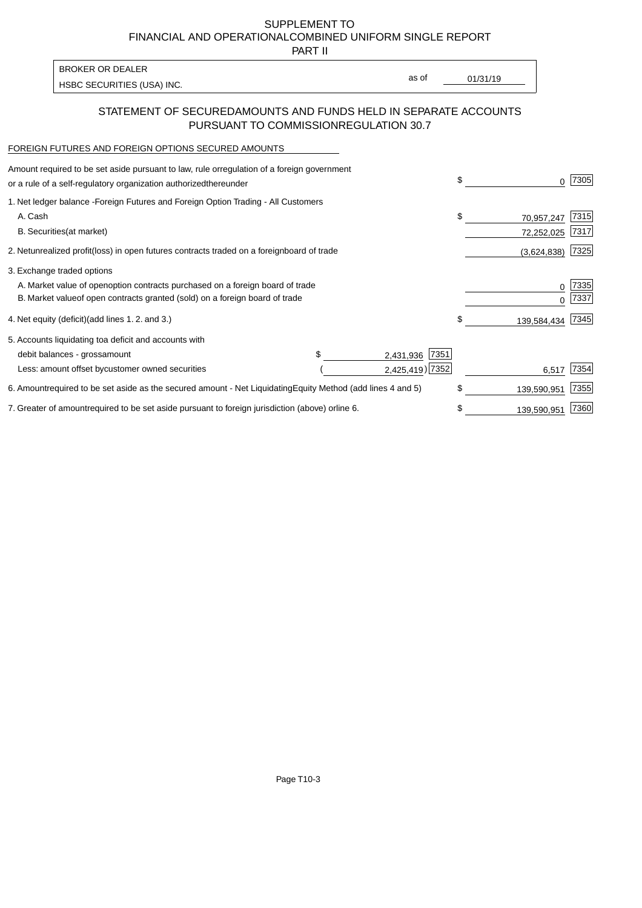SUPPLEMENT TO
FINANCIAL AND OPERATIONAL COMBINED UNIFORM SINGLE REPORT
PART II

| BROKER OR DEALER | | |
|---|---|---|
| HSBC SECURITIES (USA) INC. | as of | 01/31/19 |

## STATEMENT OF SECURED AMOUNTS AND FUNDS HELD IN SEPARATE ACCOUNTS PURSUANT TO COMMISSION REGULATION 30.7

FOREIGN FUTURES AND FOREIGN OPTIONS SECURED AMOUNTS

| | | | |
|---|---|---|---|
| Amount required to be set aside pursuant to law, rule or regulation of a foreign government or a rule of a self-regulatory organization authorized thereunder | | $ 0 | 7305 |
| 1. Net ledger balance - Foreign Futures and Foreign Option Trading - All Customers | | | |
| A. Cash | | $ 70,957,247 | 7315 |
| B. Securities (at market) | | 72,252,025 | 7317 |
| 2. Net unrealized profit (loss) in open futures contracts traded on a foreign board of trade | | (3,624,838) | 7325 |
| 3. Exchange traded options | | | |
| A. Market value of open option contracts purchased on a foreign board of trade | | 0 | 7335 |
| B. Market value of open contracts granted (sold) on a foreign board of trade | | 0 | 7337 |
| 4. Net equity (deficit) (add lines 1. 2. and 3.) | | $ 139,584,434 | 7345 |
| 5. Accounts liquidating to a deficit and accounts with | | | |
| debit balances - gross amount | $ 2,431,936 7351 | | |
| Less: amount offset by customer owned securities | ( 2,425,419 ) 7352 | 6,517 | 7354 |
| 6. Amount required to be set aside as the secured amount - Net Liquidating Equity Method (add lines 4 and 5) | | $ 139,590,951 | 7355 |
| 7. Greater of amount required to be set aside pursuant to foreign jurisdiction (above) or line 6. | | $ 139,590,951 | 7360 |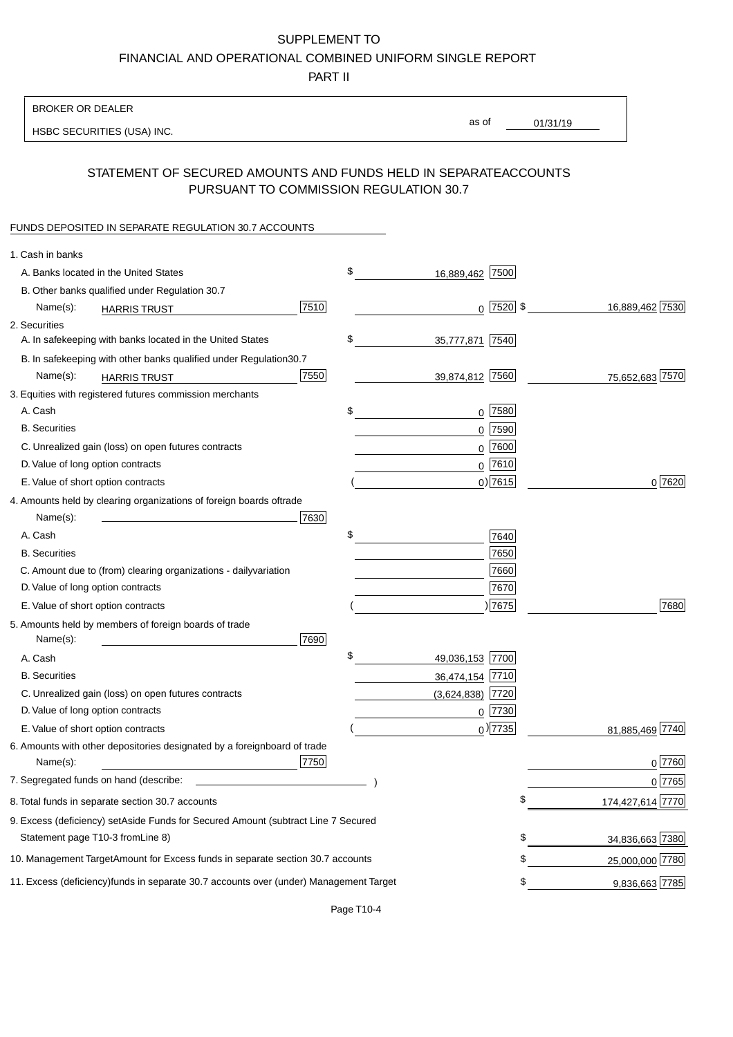# SUPPLEMENT TO
# FINANCIAL AND OPERATIONAL COMBINED UNIFORM SINGLE REPORT
## PART II

BROKER OR DEALER

HSBC SECURITIES (USA) INC.

as of 01/31/19

## STATEMENT OF SECURED AMOUNTS AND FUNDS HELD IN SEPARATE ACCOUNTS PURSUANT TO COMMISSION REGULATION 30.7

FUNDS DEPOSITED IN SEPARATE REGULATION 30.7 ACCOUNTS

| | | | |
|---|---|---|---|
| 1. Cash in banks | | | |
| A. Banks located in the United States | | $ 16,889,462 [7500] | |
| B. Other banks qualified under Regulation 30.7 | | | |
| Name(s): HARRIS TRUST | [7510] | 0 [7520] | $ 16,889,462 [7530] |
| 2. Securities | | | |
| A. In safekeeping with banks located in the United States | | $ 35,777,871 [7540] | |
| B. In safekeeping with other banks qualified under Regulation30.7 | | | |
| Name(s): HARRIS TRUST | [7550] | 39,874,812 [7560] | 75,652,683 [7570] |
| 3. Equities with registered futures commission merchants | | | |
| A. Cash | | $ 0 [7580] | |
| B. Securities | | 0 [7590] | |
| C. Unrealized gain (loss) on open futures contracts | | 0 [7600] | |
| D. Value of long option contracts | | 0 [7610] | |
| E. Value of short option contracts | | ( 0) [7615] | 0 [7620] |
| 4. Amounts held by clearing organizations of foreign boards oftrade | | | |
| Name(s): | [7630] | | |
| A. Cash | | $ [7640] | |
| B. Securities | | [7650] | |
| C. Amount due to (from) clearing organizations - dailyvariation | | [7660] | |
| D. Value of long option contracts | | [7670] | |
| E. Value of short option contracts | | ( ) [7675] | [7680] |
| 5. Amounts held by members of foreign boards of trade | | | |
| Name(s): | [7690] | | |
| A. Cash | | $ 49,036,153 [7700] | |
| B. Securities | | 36,474,154 [7710] | |
| C. Unrealized gain (loss) on open futures contracts | | (3,624,838) [7720] | |
| D. Value of long option contracts | | 0 [7730] | |
| E. Value of short option contracts | | ( 0) [7735] | 81,885,469 [7740] |
| 6. Amounts with other depositories designated by a foreignboard of trade | | | |
| Name(s): | [7750] | | 0 [7760] |
| 7. Segregated funds on hand (describe: ) | | | 0 [7765] |
| 8. Total funds in separate section 30.7 accounts | | | $ 174,427,614 [7770] |
| 9. Excess (deficiency) setAside Funds for Secured Amount (subtract Line 7 Secured Statement page T10-3 fromLine 8) | | | $ 34,836,663 [7380] |
| 10. Management TargetAmount for Excess funds in separate section 30.7 accounts | | | $ 25,000,000 [7780] |
| 11. Excess (deficiency)funds in separate 30.7 accounts over (under) Management Target | | | $ 9,836,663 [7785] |

Page T10-4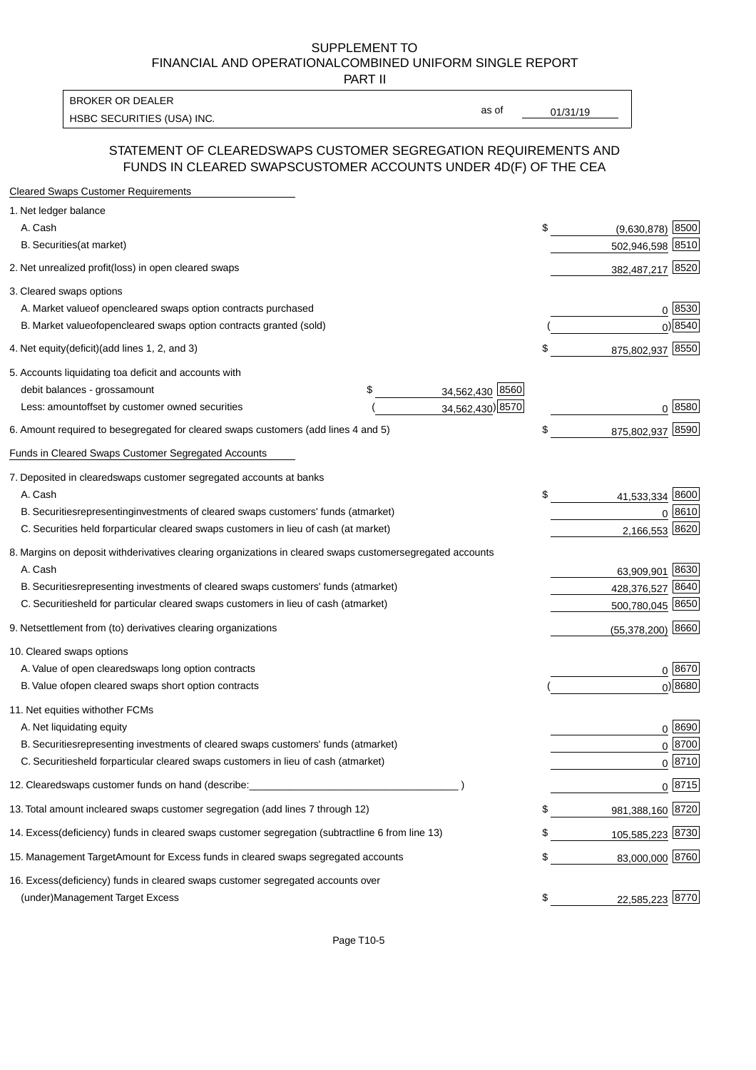SUPPLEMENT TO
FINANCIAL AND OPERATIONALCOMBINED UNIFORM SINGLE REPORT
PART II

| BROKER OR DEALER | | |
|---|---|---|
| HSBC SECURITIES (USA) INC. | as of | 01/31/19 |

## STATEMENT OF CLEAREDSWAPS CUSTOMER SEGREGATION REQUIREMENTS AND FUNDS IN CLEARED SWAPSCUSTOMER ACCOUNTS UNDER 4D(F) OF THE CEA

| | | | | |
|---|---|---|---|---|
| **Cleared Swaps Customer Requirements** | | | | |
| 1. Net ledger balance | | | | |
| A. Cash | | | $ (9,630,878) | 8500 |
| B. Securities(at market) | | | 502,946,598 | 8510 |
| 2. Net unrealized profit(loss) in open cleared swaps | | | 382,487,217 | 8520 |
| 3. Cleared swaps options | | | | |
| A. Market valueof opencleared swaps option contracts purchased | | | 0 | 8530 |
| B. Market valueofopencleared swaps option contracts granted (sold) | | | ( 0) | 8540 |
| 4. Net equity(deficit)(add lines 1, 2, and 3) | | | $ 875,802,937 | 8550 |
| 5. Accounts liquidating toa deficit and accounts with debit balances - grossamount | $ 34,562,430 | 8560 | | |
| Less: amountoffset by customer owned securities | ( 34,562,430) | 8570 | 0 | 8580 |
| 6. Amount required to besegregated for cleared swaps customers (add lines 4 and 5) | | | $ 875,802,937 | 8590 |
| **Funds in Cleared Swaps Customer Segregated Accounts** | | | | |
| 7. Deposited in clearedswaps customer segregated accounts at banks | | | | |
| A. Cash | | | $ 41,533,334 | 8600 |
| B. Securitiesrepresentinginvestments of cleared swaps customers' funds (atmarket) | | | 0 | 8610 |
| C. Securities held forparticular cleared swaps customers in lieu of cash (at market) | | | 2,166,553 | 8620 |
| 8. Margins on deposit withderivatives clearing organizations in cleared swaps customersegregated accounts | | | | |
| A. Cash | | | 63,909,901 | 8630 |
| B. Securitiesrepresenting investments of cleared swaps customers' funds (atmarket) | | | 428,376,527 | 8640 |
| C. Securitiesheld for particular cleared swaps customers in lieu of cash (atmarket) | | | 500,780,045 | 8650 |
| 9. Netsettlement from (to) derivatives clearing organizations | | | (55,378,200) | 8660 |
| 10. Cleared swaps options | | | | |
| A. Value of open clearedswaps long option contracts | | | 0 | 8670 |
| B. Value ofopen cleared swaps short option contracts | | | ( 0) | 8680 |
| 11. Net equities withother FCMs | | | | |
| A. Net liquidating equity | | | 0 | 8690 |
| B. Securitiesrepresenting investments of cleared swaps customers' funds (atmarket) | | | 0 | 8700 |
| C. Securitiesheld forparticular cleared swaps customers in lieu of cash (atmarket) | | | 0 | 8710 |
| 12. Clearedswaps customer funds on hand (describe:_______________________ ) | | | 0 | 8715 |
| 13. Total amount incleared swaps customer segregation (add lines 7 through 12) | | | $ 981,388,160 | 8720 |
| 14. Excess(deficiency) funds in cleared swaps customer segregation (subtractline 6 from line 13) | | | $ 105,585,223 | 8730 |
| 15. Management TargetAmount for Excess funds in cleared swaps segregated accounts | | | $ 83,000,000 | 8760 |
| 16. Excess(deficiency) funds in cleared swaps customer segregated accounts over (under)Management Target Excess | | | $ 22,585,223 | 8770 |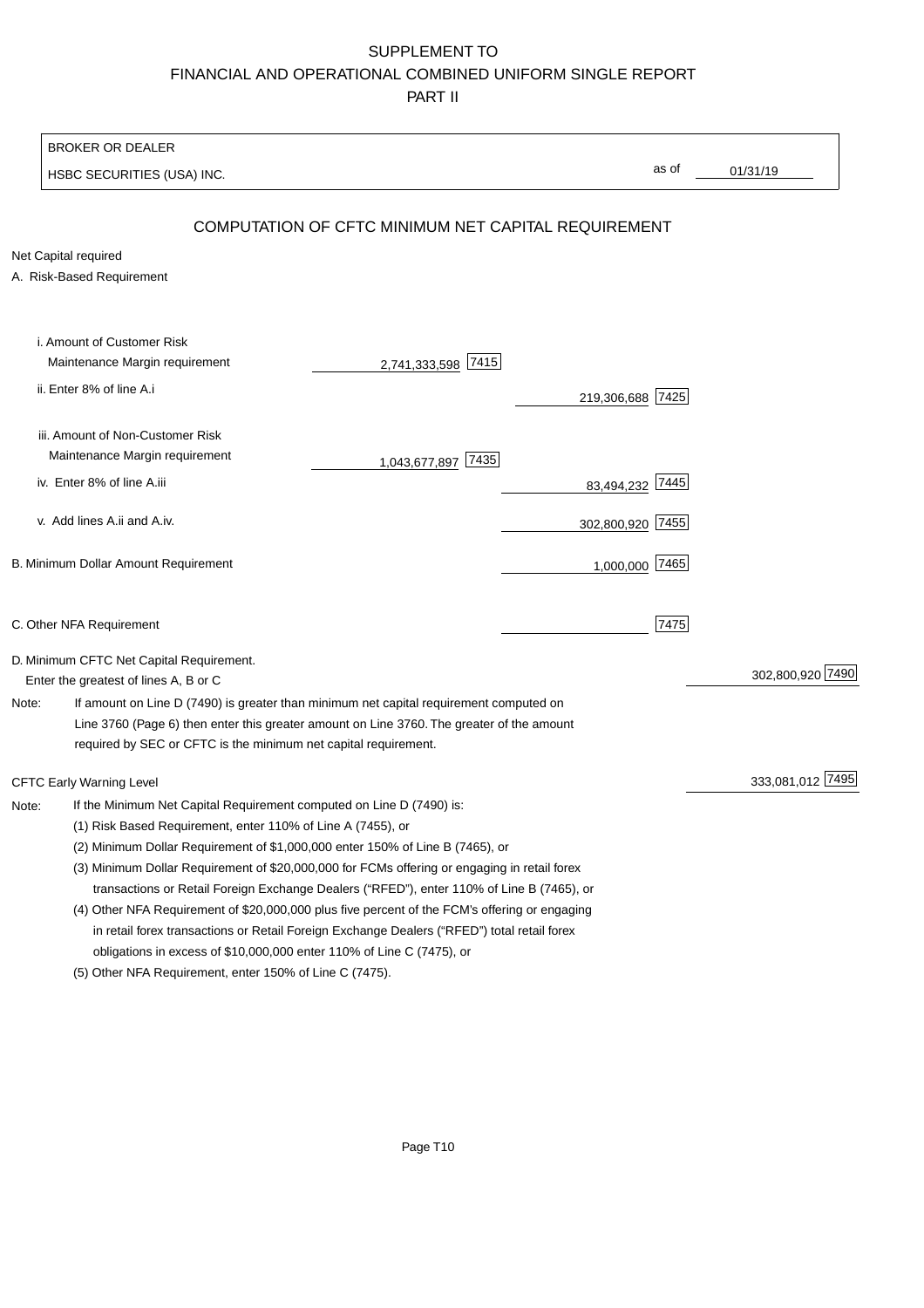# SUPPLEMENT TO FINANCIAL AND OPERATIONAL COMBINED UNIFORM SINGLE REPORT PART II

| | |
|---|---|
| BROKER OR DEALER | |
| HSBC SECURITIES (USA) INC. | as of 01/31/19 |

## COMPUTATION OF CFTC MINIMUM NET CAPITAL REQUIREMENT

Net Capital required

A. Risk-Based Requirement

| | | | |
|---|---|---|---|
| i. Amount of Customer Risk Maintenance Margin requirement | 2,741,333,598 [7415] | | |
| ii. Enter 8% of line A.i | | 219,306,688 [7425] | |
| iii. Amount of Non-Customer Risk Maintenance Margin requirement | 1,043,677,897 [7435] | | |
| iv. Enter 8% of line A.iii | | 83,494,232 [7445] | |
| v. Add lines A.ii and A.iv. | | 302,800,920 [7455] | |
| B. Minimum Dollar Amount Requirement | | 1,000,000 [7465] | |
| C. Other NFA Requirement | | [7475] | |
| D. Minimum CFTC Net Capital Requirement. Enter the greatest of lines A, B or C | | | 302,800,920 [7490] |

Note: If amount on Line D (7490) is greater than minimum net capital requirement computed on Line 3760 (Page 6) then enter this greater amount on Line 3760. The greater of the amount required by SEC or CFTC is the minimum net capital requirement.

CFTC Early Warning Level 333,081,012 [7495]

Note: If the Minimum Net Capital Requirement computed on Line D (7490) is:

(1) Risk Based Requirement, enter 110% of Line A (7455), or

(2) Minimum Dollar Requirement of $1,000,000 enter 150% of Line B (7465), or

(3) Minimum Dollar Requirement of $20,000,000 for FCMs offering or engaging in retail forex transactions or Retail Foreign Exchange Dealers ("RFED"), enter 110% of Line B (7465), or

(4) Other NFA Requirement of $20,000,000 plus five percent of the FCM's offering or engaging in retail forex transactions or Retail Foreign Exchange Dealers ("RFED") total retail forex obligations in excess of $10,000,000 enter 110% of Line C (7475), or

(5) Other NFA Requirement, enter 150% of Line C (7475).